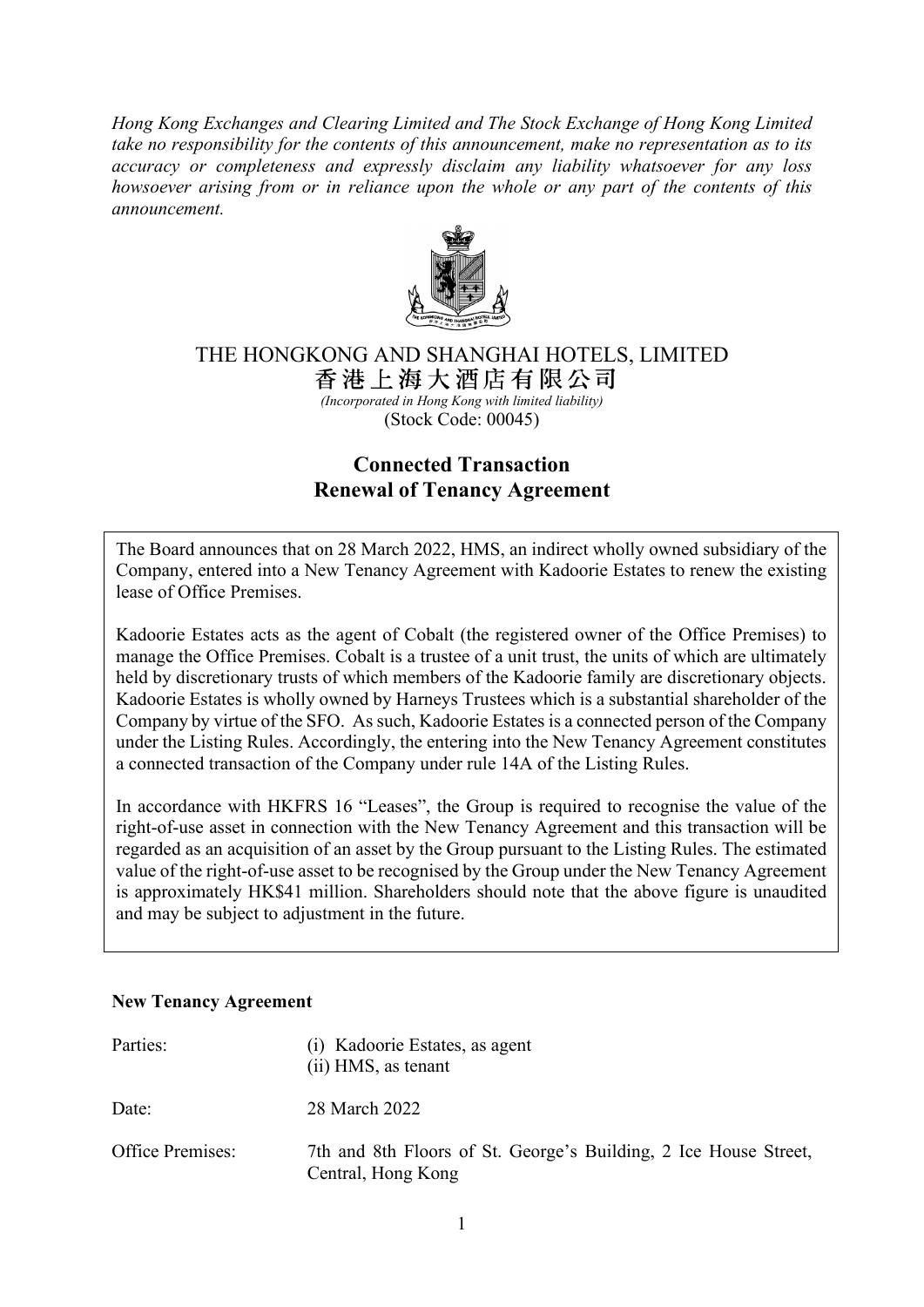*Hong Kong Exchanges and Clearing Limited and The Stock Exchange of Hong Kong Limited take no responsibility for the contents of this announcement, make no representation as to its accuracy or completeness and expressly disclaim any liability whatsoever for any loss howsoever arising from or in reliance upon the whole or any part of the contents of this announcement.*

# THE HONGKONG AND SHANGHAI HOTELS, LIMITED
# 香港上海大酒店有限公司

*(Incorporated in Hong Kong with limited liability)*

(Stock Code: 00045)

## Connected Transaction
## Renewal of Tenancy Agreement

The Board announces that on 28 March 2022, HMS, an indirect wholly owned subsidiary of the Company, entered into a New Tenancy Agreement with Kadoorie Estates to renew the existing lease of Office Premises.

Kadoorie Estates acts as the agent of Cobalt (the registered owner of the Office Premises) to manage the Office Premises. Cobalt is a trustee of a unit trust, the units of which are ultimately held by discretionary trusts of which members of the Kadoorie family are discretionary objects. Kadoorie Estates is wholly owned by Harneys Trustees which is a substantial shareholder of the Company by virtue of the SFO. As such, Kadoorie Estates is a connected person of the Company under the Listing Rules. Accordingly, the entering into the New Tenancy Agreement constitutes a connected transaction of the Company under rule 14A of the Listing Rules.

In accordance with HKFRS 16 "Leases", the Group is required to recognise the value of the right-of-use asset in connection with the New Tenancy Agreement and this transaction will be regarded as an acquisition of an asset by the Group pursuant to the Listing Rules. The estimated value of the right-of-use asset to be recognised by the Group under the New Tenancy Agreement is approximately HK$41 million. Shareholders should note that the above figure is unaudited and may be subject to adjustment in the future.

**New Tenancy Agreement**

| | |
|---|---|
| Parties: | (i) Kadoorie Estates, as agent<br>(ii) HMS, as tenant |
| Date: | 28 March 2022 |
| Office Premises: | 7th and 8th Floors of St. George's Building, 2 Ice House Street, Central, Hong Kong |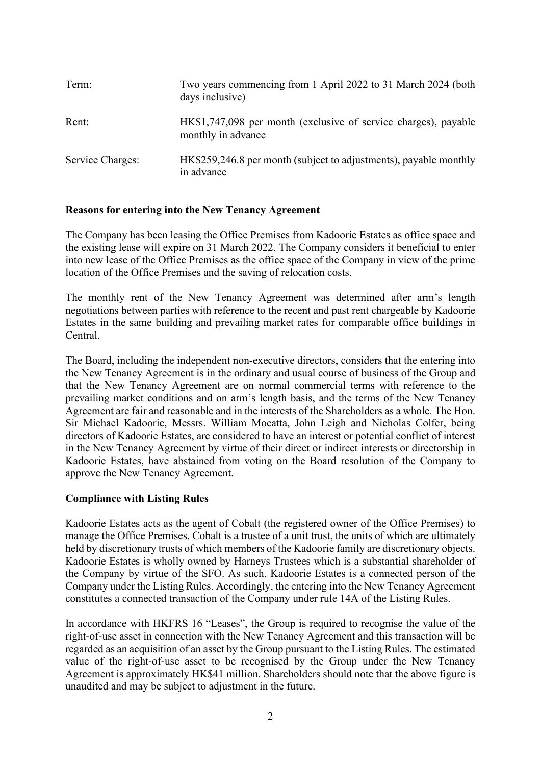| | |
|---|---|
| Term: | Two years commencing from 1 April 2022 to 31 March 2024 (both days inclusive) |
| Rent: | HK$1,747,098 per month (exclusive of service charges), payable monthly in advance |
| Service Charges: | HK$259,246.8 per month (subject to adjustments), payable monthly in advance |

**Reasons for entering into the New Tenancy Agreement**

The Company has been leasing the Office Premises from Kadoorie Estates as office space and the existing lease will expire on 31 March 2022. The Company considers it beneficial to enter into new lease of the Office Premises as the office space of the Company in view of the prime location of the Office Premises and the saving of relocation costs.

The monthly rent of the New Tenancy Agreement was determined after arm's length negotiations between parties with reference to the recent and past rent chargeable by Kadoorie Estates in the same building and prevailing market rates for comparable office buildings in Central.

The Board, including the independent non-executive directors, considers that the entering into the New Tenancy Agreement is in the ordinary and usual course of business of the Group and that the New Tenancy Agreement are on normal commercial terms with reference to the prevailing market conditions and on arm's length basis, and the terms of the New Tenancy Agreement are fair and reasonable and in the interests of the Shareholders as a whole. The Hon. Sir Michael Kadoorie, Messrs. William Mocatta, John Leigh and Nicholas Colfer, being directors of Kadoorie Estates, are considered to have an interest or potential conflict of interest in the New Tenancy Agreement by virtue of their direct or indirect interests or directorship in Kadoorie Estates, have abstained from voting on the Board resolution of the Company to approve the New Tenancy Agreement.

**Compliance with Listing Rules**

Kadoorie Estates acts as the agent of Cobalt (the registered owner of the Office Premises) to manage the Office Premises. Cobalt is a trustee of a unit trust, the units of which are ultimately held by discretionary trusts of which members of the Kadoorie family are discretionary objects. Kadoorie Estates is wholly owned by Harneys Trustees which is a substantial shareholder of the Company by virtue of the SFO. As such, Kadoorie Estates is a connected person of the Company under the Listing Rules. Accordingly, the entering into the New Tenancy Agreement constitutes a connected transaction of the Company under rule 14A of the Listing Rules.

In accordance with HKFRS 16 "Leases", the Group is required to recognise the value of the right-of-use asset in connection with the New Tenancy Agreement and this transaction will be regarded as an acquisition of an asset by the Group pursuant to the Listing Rules. The estimated value of the right-of-use asset to be recognised by the Group under the New Tenancy Agreement is approximately HK$41 million. Shareholders should note that the above figure is unaudited and may be subject to adjustment in the future.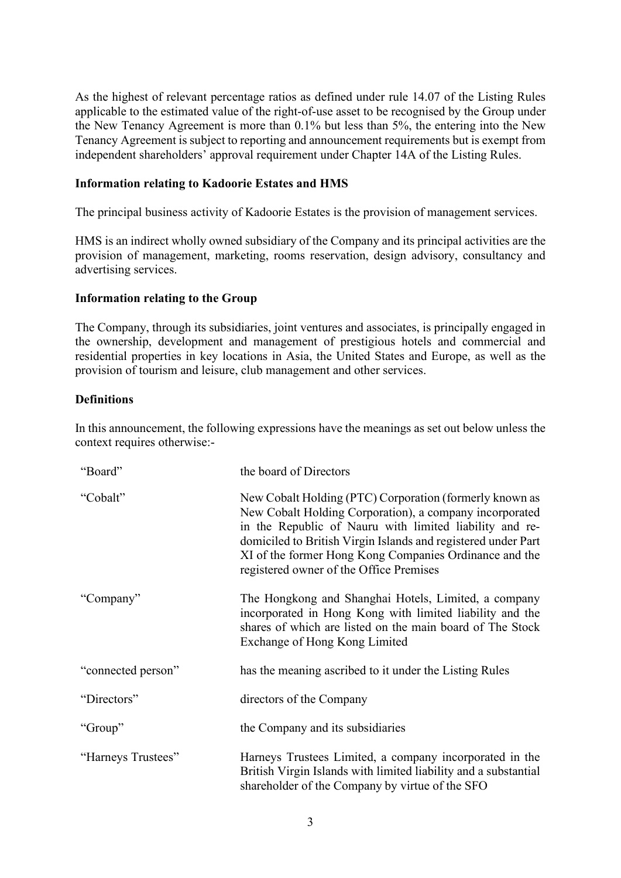As the highest of relevant percentage ratios as defined under rule 14.07 of the Listing Rules applicable to the estimated value of the right-of-use asset to be recognised by the Group under the New Tenancy Agreement is more than 0.1% but less than 5%, the entering into the New Tenancy Agreement is subject to reporting and announcement requirements but is exempt from independent shareholders' approval requirement under Chapter 14A of the Listing Rules.

**Information relating to Kadoorie Estates and HMS**

The principal business activity of Kadoorie Estates is the provision of management services.

HMS is an indirect wholly owned subsidiary of the Company and its principal activities are the provision of management, marketing, rooms reservation, design advisory, consultancy and advertising services.

**Information relating to the Group**

The Company, through its subsidiaries, joint ventures and associates, is principally engaged in the ownership, development and management of prestigious hotels and commercial and residential properties in key locations in Asia, the United States and Europe, as well as the provision of tourism and leisure, club management and other services.

**Definitions**

In this announcement, the following expressions have the meanings as set out below unless the context requires otherwise:-

| | |
|---|---|
| "Board" | the board of Directors |
| "Cobalt" | New Cobalt Holding (PTC) Corporation (formerly known as New Cobalt Holding Corporation), a company incorporated in the Republic of Nauru with limited liability and re-domiciled to British Virgin Islands and registered under Part XI of the former Hong Kong Companies Ordinance and the registered owner of the Office Premises |
| "Company" | The Hongkong and Shanghai Hotels, Limited, a company incorporated in Hong Kong with limited liability and the shares of which are listed on the main board of The Stock Exchange of Hong Kong Limited |
| "connected person" | has the meaning ascribed to it under the Listing Rules |
| "Directors" | directors of the Company |
| "Group" | the Company and its subsidiaries |
| "Harneys Trustees" | Harneys Trustees Limited, a company incorporated in the British Virgin Islands with limited liability and a substantial shareholder of the Company by virtue of the SFO |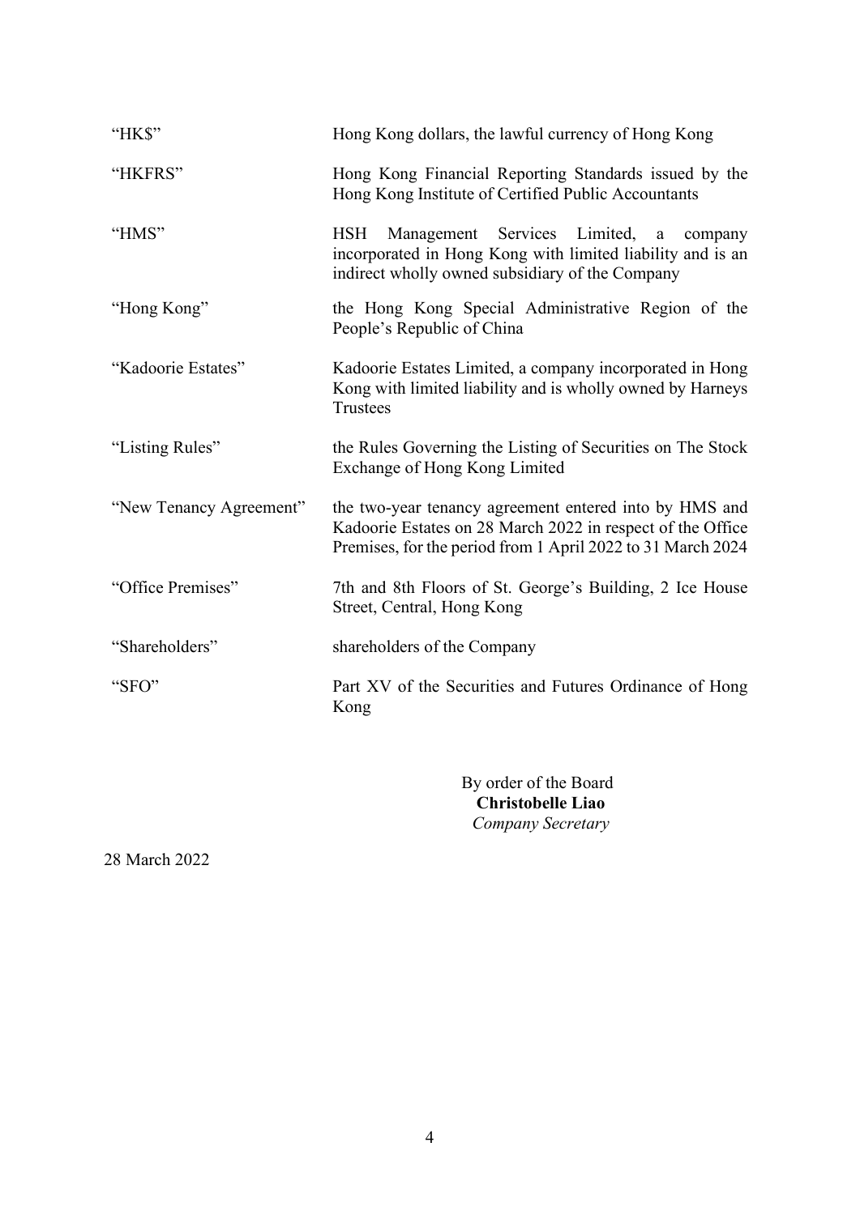| | |
|---|---|
| "HK$" | Hong Kong dollars, the lawful currency of Hong Kong |
| "HKFRS" | Hong Kong Financial Reporting Standards issued by the Hong Kong Institute of Certified Public Accountants |
| "HMS" | HSH Management Services Limited, a company incorporated in Hong Kong with limited liability and is an indirect wholly owned subsidiary of the Company |
| "Hong Kong" | the Hong Kong Special Administrative Region of the People's Republic of China |
| "Kadoorie Estates" | Kadoorie Estates Limited, a company incorporated in Hong Kong with limited liability and is wholly owned by Harneys Trustees |
| "Listing Rules" | the Rules Governing the Listing of Securities on The Stock Exchange of Hong Kong Limited |
| "New Tenancy Agreement" | the two-year tenancy agreement entered into by HMS and Kadoorie Estates on 28 March 2022 in respect of the Office Premises, for the period from 1 April 2022 to 31 March 2024 |
| "Office Premises" | 7th and 8th Floors of St. George's Building, 2 Ice House Street, Central, Hong Kong |
| "Shareholders" | shareholders of the Company |
| "SFO" | Part XV of the Securities and Futures Ordinance of Hong Kong |

By order of the Board
**Christobelle Liao**
*Company Secretary*

28 March 2022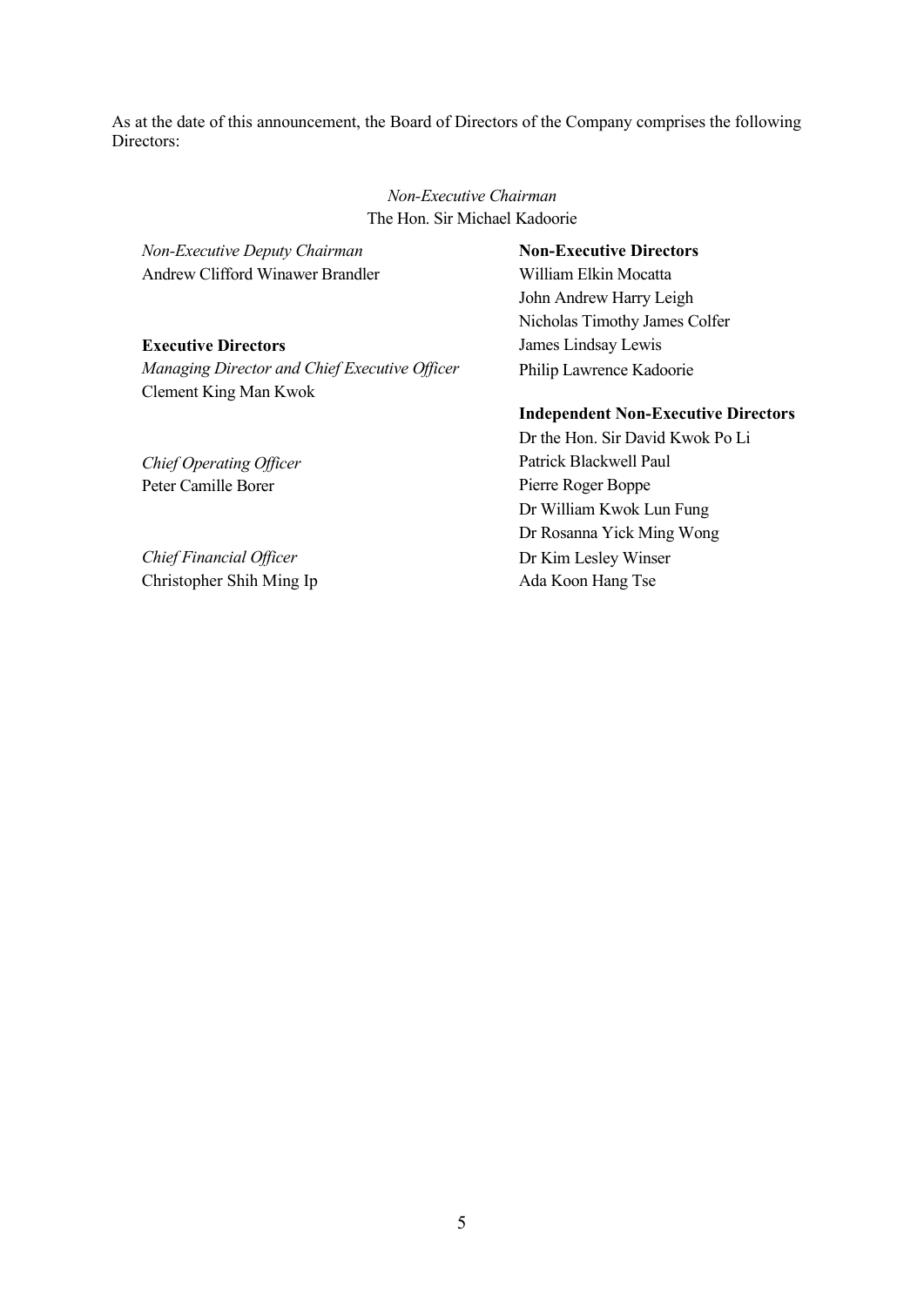As at the date of this announcement, the Board of Directors of the Company comprises the following Directors:

*Non-Executive Chairman*
The Hon. Sir Michael Kadoorie

*Non-Executive Deputy Chairman*
Andrew Clifford Winawer Brandler

**Executive Directors**

*Managing Director and Chief Executive Officer*
Clement King Man Kwok

*Chief Operating Officer*
Peter Camille Borer

*Chief Financial Officer*
Christopher Shih Ming Ip

**Non-Executive Directors**

William Elkin Mocatta
John Andrew Harry Leigh
Nicholas Timothy James Colfer
James Lindsay Lewis
Philip Lawrence Kadoorie

**Independent Non-Executive Directors**

Dr the Hon. Sir David Kwok Po Li
Patrick Blackwell Paul
Pierre Roger Boppe
Dr William Kwok Lun Fung
Dr Rosanna Yick Ming Wong
Dr Kim Lesley Winser
Ada Koon Hang Tse